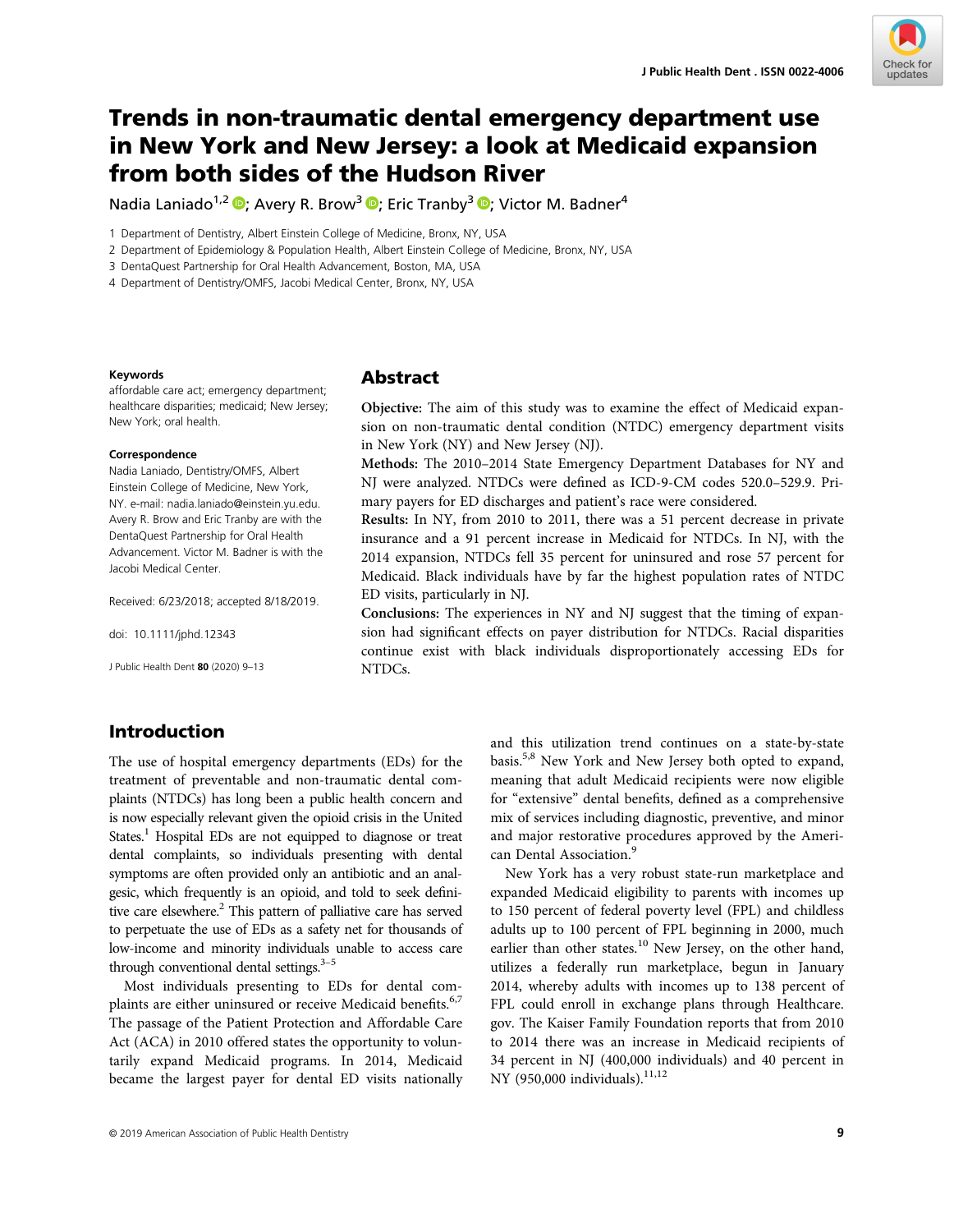# Trends in non-traumatic dental emergency department use in New York and New Jersey: a look at Medicaid expansion from both sides of the Hudson River

Nadia Laniado[1,2]; Avery R. Brow[3]; Eric Tranby[3]; Victor M. Badner[4]

1 Department of Dentistry, Albert Einstein College of Medicine, Bronx, NY, USA

2 Department of Epidemiology & Population Health, Albert Einstein College of Medicine, Bronx, NY, USA

3 DentaQuest Partnership for Oral Health Advancement, Boston, MA, USA

4 Department of Dentistry/OMFS, Jacobi Medical Center, Bronx, NY, USA

**Keywords**

affordable care act; emergency department; healthcare disparities; medicaid; New Jersey; New York; oral health.

**Correspondence**

Nadia Laniado, Dentistry/OMFS, Albert Einstein College of Medicine, Bronx, New York, NY. e-mail: nadia.laniado@einstein.yu.edu. Avery R. Brow and Eric Tranby are with the DentaQuest Partnership for Oral Health Advancement. Victor M. Badner is with the Jacobi Medical Center.

Received: 6/23/2018; accepted 8/18/2019.

doi: 10.1111/jphd.12343

## Abstract

**Objective:** The aim of this study was to examine the effect of Medicaid expansion on non-traumatic dental condition (NTDC) emergency department visits in New York (NY) and New Jersey (NJ).

**Methods:** The 2010–2014 State Emergency Department Databases for NY and NJ were analyzed. NTDCs were defined as ICD-9-CM codes 520.0–529.9. Primary payers for ED discharges and patient's race were considered.

**Results:** In NY, from 2010 to 2011, there was a 51 percent decrease in private insurance and a 91 percent increase in Medicaid for NTDCs. In NJ, with the 2014 expansion, NTDCs fell 35 percent for uninsured and rose 57 percent for Medicaid. Black individuals have by far the highest population rates of NTDC ED visits, particularly in NJ.

**Conclusions:** The experiences in NY and NJ suggest that the timing of expansion had significant effects on payer distribution for NTDCs. Racial disparities continue exist with black individuals disproportionately accessing EDs for NTDCs.

## Introduction

The use of hospital emergency departments (EDs) for the treatment of preventable and non-traumatic dental complaints (NTDCs) has long been a public health concern and is now especially relevant given the opioid crisis in the United States.[1] Hospital EDs are not equipped to diagnose or treat dental complaints, so individuals presenting with dental symptoms are often provided only an antibiotic and an analgesic, which frequently is an opioid, and told to seek definitive care elsewhere.[2] This pattern of palliative care has served to perpetuate the use of EDs as a safety net for thousands of low-income and minority individuals unable to access care through conventional dental settings.[3–5]

Most individuals presenting to EDs for dental complaints are either uninsured or receive Medicaid benefits.[6,7] The passage of the Patient Protection and Affordable Care Act (ACA) in 2010 offered states the opportunity to voluntarily expand Medicaid programs. In 2014, Medicaid became the largest payer for dental ED visits nationally and this utilization trend continues on a state-by-state basis.[5,8] New York and New Jersey both opted to expand, meaning that adult Medicaid recipients were now eligible for "extensive" dental benefits, defined as a comprehensive mix of services including diagnostic, preventive, and minor and major restorative procedures approved by the American Dental Association.[9]

New York has a very robust state-run marketplace and expanded Medicaid eligibility to parents with incomes up to 150 percent of federal poverty level (FPL) and childless adults up to 100 percent of FPL beginning in 2000, much earlier than other states.[10] New Jersey, on the other hand, utilizes a federally run marketplace, begun in January 2014, whereby adults with incomes up to 138 percent of FPL could enroll in exchange plans through Healthcare.gov. The Kaiser Family Foundation reports that from 2010 to 2014 there was an increase in Medicaid recipients of 34 percent in NJ (400,000 individuals) and 40 percent in NY (950,000 individuals).[11,12]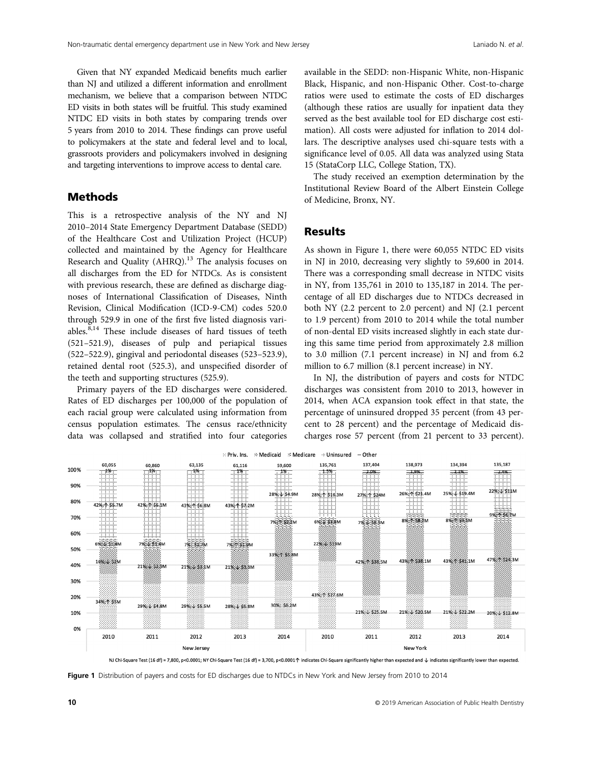Given that NY expanded Medicaid benefits much earlier than NJ and utilized a different information and enrollment mechanism, we believe that a comparison between NTDC ED visits in both states will be fruitful. This study examined NTDC ED visits in both states by comparing trends over 5 years from 2010 to 2014. These findings can prove useful to policymakers at the state and federal level and to local, grassroots providers and policymakers involved in designing and targeting interventions to improve access to dental care.

## Methods

This is a retrospective analysis of the NY and NJ 2010–2014 State Emergency Department Database (SEDD) of the Healthcare Cost and Utilization Project (HCUP) collected and maintained by the Agency for Healthcare Research and Quality (AHRQ).[13] The analysis focuses on all discharges from the ED for NTDCs. As is consistent with previous research, these are defined as discharge diagnoses of International Classification of Diseases, Ninth Revision, Clinical Modification (ICD-9-CM) codes 520.0 through 529.9 in one of the first five listed diagnosis variables.[8,14] These include diseases of hard tissues of teeth (521–521.9), diseases of pulp and periapical tissues (522–522.9), gingival and periodontal diseases (523–523.9), retained dental root (525.3), and unspecified disorder of the teeth and supporting structures (525.9).

Primary payers of the ED discharges were considered. Rates of ED discharges per 100,000 of the population of each racial group were calculated using information from census population estimates. The census race/ethnicity data was collapsed and stratified into four categories available in the SEDD: non-Hispanic White, non-Hispanic Black, Hispanic, and non-Hispanic Other. Cost-to-charge ratios were used to estimate the costs of ED discharges (although these ratios are usually for inpatient data they served as the best available tool for ED discharge cost estimation). All costs were adjusted for inflation to 2014 dollars. The descriptive analyses used chi-square tests with a significance level of 0.05. All data was analyzed using Stata 15 (StataCorp LLC, College Station, TX).

The study received an exemption determination by the Institutional Review Board of the Albert Einstein College of Medicine, Bronx, NY.

## Results

As shown in Figure 1, there were 60,055 NTDC ED visits in NJ in 2010, decreasing very slightly to 59,600 in 2014. There was a corresponding small decrease in NTDC visits in NY, from 135,761 in 2010 to 135,187 in 2014. The percentage of all ED discharges due to NTDCs decreased in both NY (2.2 percent to 2.0 percent) and NJ (2.1 percent to 1.9 percent) from 2010 to 2014 while the total number of non-dental ED visits increased slightly in each state during this same time period from approximately 2.8 million to 3.0 million (7.1 percent increase) in NJ and from 6.2 million to 6.7 million (8.1 percent increase) in NY.

In NJ, the distribution of payers and costs for NTDC discharges was consistent from 2010 to 2013, however in 2014, when ACA expansion took effect in that state, the percentage of uninsured dropped 35 percent (from 43 percent to 28 percent) and the percentage of Medicaid discharges rose 57 percent (from 21 percent to 33 percent).

NJ Chi-Square Test (16 df) = 7,800, p<0.0001; NY Chi-Square Test (16 df) = 3,700, p<0.0001 ↑ indicates Chi-Square significantly higher than expected and ↓ indicates significantly lower than expected.

**Figure 1** Distribution of payers and costs for ED discharges due to NTDCs in New York and New Jersey from 2010 to 2014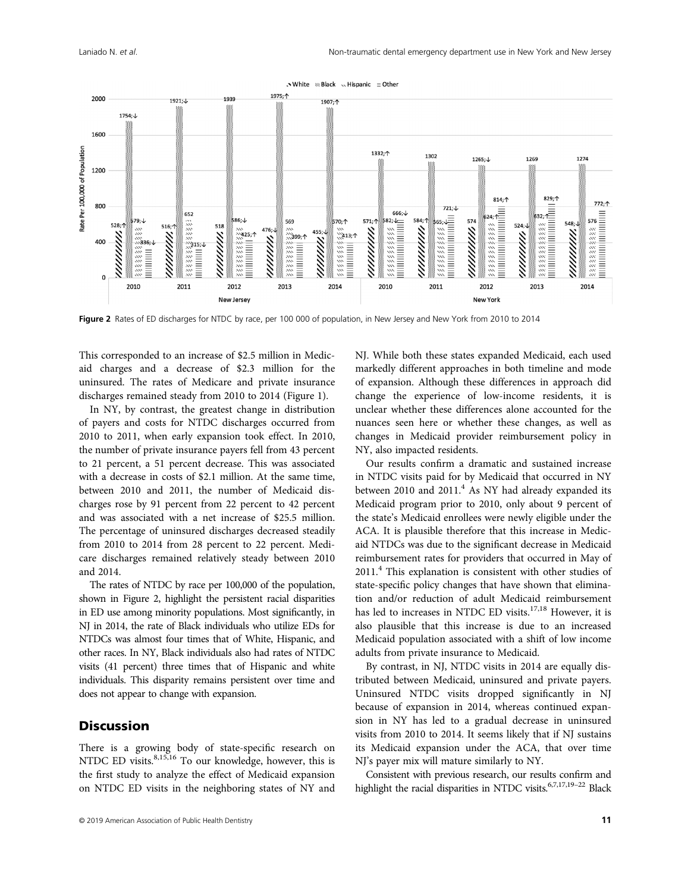Figure 2 Rates of ED discharges for NTDC by race, per 100 000 of population, in New Jersey and New York from 2010 to 2014

This corresponded to an increase of \$2.5 million in Medicaid charges and a decrease of \$2.3 million for the uninsured. The rates of Medicare and private insurance discharges remained steady from 2010 to 2014 (Figure 1).

In NY, by contrast, the greatest change in distribution of payers and costs for NTDC discharges occurred from 2010 to 2011, when early expansion took effect. In 2010, the number of private insurance payers fell from 43 percent to 21 percent, a 51 percent decrease. This was associated with a decrease in costs of \$2.1 million. At the same time, between 2010 and 2011, the number of Medicaid discharges rose by 91 percent from 22 percent to 42 percent and was associated with a net increase of \$25.5 million. The percentage of uninsured discharges decreased steadily from 2010 to 2014 from 28 percent to 22 percent. Medicare discharges remained relatively steady between 2010 and 2014.

The rates of NTDC by race per 100,000 of the population, shown in Figure 2, highlight the persistent racial disparities in ED use among minority populations. Most significantly, in NJ in 2014, the rate of Black individuals who utilize EDs for NTDCs was almost four times that of White, Hispanic, and other races. In NY, Black individuals also had rates of NTDC visits (41 percent) three times that of Hispanic and white individuals. This disparity remains persistent over time and does not appear to change with expansion.

## Discussion

There is a growing body of state-specific research on NTDC ED visits.[8,15,16] To our knowledge, however, this is the first study to analyze the effect of Medicaid expansion on NTDC ED visits in the neighboring states of NY and NJ. While both these states expanded Medicaid, each used markedly different approaches in both timeline and mode of expansion. Although these differences in approach did change the experience of low-income residents, it is unclear whether these differences alone accounted for the nuances seen here or whether these changes, as well as changes in Medicaid provider reimbursement policy in NY, also impacted residents.

Our results confirm a dramatic and sustained increase in NTDC visits paid for by Medicaid that occurred in NY between 2010 and 2011.[4] As NY had already expanded its Medicaid program prior to 2010, only about 9 percent of the state's Medicaid enrollees were newly eligible under the ACA. It is plausible therefore that this increase in Medicaid NTDCs was due to the significant decrease in Medicaid reimbursement rates for providers that occurred in May of 2011.[4] This explanation is consistent with other studies of state-specific policy changes that have shown that elimination and/or reduction of adult Medicaid reimbursement has led to increases in NTDC ED visits.[17,18] However, it is also plausible that this increase is due to an increased Medicaid population associated with a shift of low income adults from private insurance to Medicaid.

By contrast, in NJ, NTDC visits in 2014 are equally distributed between Medicaid, uninsured and private payers. Uninsured NTDC visits dropped significantly in NJ because of expansion in 2014, whereas continued expansion in NY has led to a gradual decrease in uninsured visits from 2010 to 2014. It seems likely that if NJ sustains its Medicaid expansion under the ACA, that over time NJ's payer mix will mature similarly to NY.

Consistent with previous research, our results confirm and highlight the racial disparities in NTDC visits.[6,7,17,19–22] Black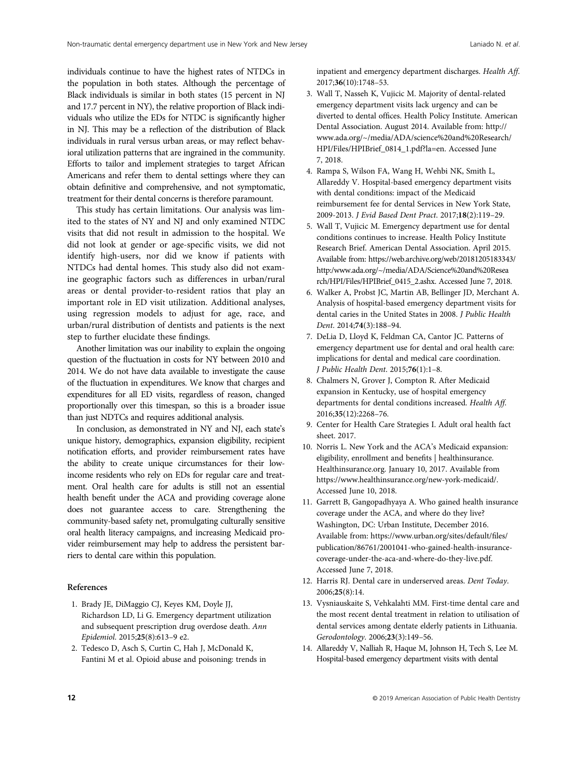individuals continue to have the highest rates of NTDCs in the population in both states. Although the percentage of Black individuals is similar in both states (15 percent in NJ and 17.7 percent in NY), the relative proportion of Black individuals who utilize the EDs for NTDC is significantly higher in NJ. This may be a reflection of the distribution of Black individuals in rural versus urban areas, or may reflect behavioral utilization patterns that are ingrained in the community. Efforts to tailor and implement strategies to target African Americans and refer them to dental settings where they can obtain definitive and comprehensive, and not symptomatic, treatment for their dental concerns is therefore paramount.

This study has certain limitations. Our analysis was limited to the states of NY and NJ and only examined NTDC visits that did not result in admission to the hospital. We did not look at gender or age-specific visits, we did not identify high-users, nor did we know if patients with NTDCs had dental homes. This study also did not examine geographic factors such as differences in urban/rural areas or dental provider-to-resident ratios that play an important role in ED visit utilization. Additional analyses, using regression models to adjust for age, race, and urban/rural distribution of dentists and patients is the next step to further elucidate these findings.

Another limitation was our inability to explain the ongoing question of the fluctuation in costs for NY between 2010 and 2014. We do not have data available to investigate the cause of the fluctuation in expenditures. We know that charges and expenditures for all ED visits, regardless of reason, changed proportionally over this timespan, so this is a broader issue than just NDTCs and requires additional analysis.

In conclusion, as demonstrated in NY and NJ, each state's unique history, demographics, expansion eligibility, recipient notification efforts, and provider reimbursement rates have the ability to create unique circumstances for their low-income residents who rely on EDs for regular care and treatment. Oral health care for adults is still not an essential health benefit under the ACA and providing coverage alone does not guarantee access to care. Strengthening the community-based safety net, promulgating culturally sensitive oral health literacy campaigns, and increasing Medicaid provider reimbursement may help to address the persistent barriers to dental care within this population.

## References

1. Brady JE, DiMaggio CJ, Keyes KM, Doyle JJ, Richardson LD, Li G. Emergency department utilization and subsequent prescription drug overdose death. *Ann Epidemiol*. 2015;**25**(8):613–9 e2.
2. Tedesco D, Asch S, Curtin C, Hah J, McDonald K, Fantini M et al. Opioid abuse and poisoning: trends in inpatient and emergency department discharges. *Health Aff*. 2017;**36**(10):1748–53.
3. Wall T, Nasseh K, Vujicic M. Majority of dental-related emergency department visits lack urgency and can be diverted to dental offices. Health Policy Institute. American Dental Association. August 2014. Available from: http://www.ada.org/~/media/ADA/science%20and%20Research/HPI/Files/HPIBrief_0814_1.pdf?la=en. Accessed June 7, 2018.
4. Rampa S, Wilson FA, Wang H, Wehbi NK, Smith L, Allareddy V. Hospital-based emergency department visits with dental conditions: impact of the Medicaid reimbursement fee for dental Services in New York State, 2009-2013. *J Evid Based Dent Pract*. 2017;**18**(2):119–29.
5. Wall T, Vujicic M. Emergency department use for dental conditions continues to increase. Health Policy Institute Research Brief. American Dental Association. April 2015. Available from: https://web.archive.org/web/20181205183343/http:/www.ada.org/~/media/ADA/Science%20and%20Research/HPI/Files/HPIBrief_0415_2.ashx. Accessed June 7, 2018.
6. Walker A, Probst JC, Martin AB, Bellinger JD, Merchant A. Analysis of hospital-based emergency department visits for dental caries in the United States in 2008. *J Public Health Dent*. 2014;**74**(3):188–94.
7. DeLia D, Lloyd K, Feldman CA, Cantor JC. Patterns of emergency department use for dental and oral health care: implications for dental and medical care coordination. *J Public Health Dent*. 2015;**76**(1):1–8.
8. Chalmers N, Grover J, Compton R. After Medicaid expansion in Kentucky, use of hospital emergency departments for dental conditions increased. *Health Aff*. 2016;**35**(12):2268–76.
9. Center for Health Care Strategies I. Adult oral health fact sheet. 2017.
10. Norris L. New York and the ACA's Medicaid expansion: eligibility, enrollment and benefits | healthinsurance. Healthinsurance.org. January 10, 2017. Available from https://www.healthinsurance.org/new-york-medicaid/. Accessed June 10, 2018.
11. Garrett B, Gangopadhyaya A. Who gained health insurance coverage under the ACA, and where do they live? Washington, DC: Urban Institute, December 2016. Available from: https://www.urban.org/sites/default/files/publication/86761/2001041-who-gained-health-insurance-coverage-under-the-aca-and-where-do-they-live.pdf. Accessed June 7, 2018.
12. Harris RJ. Dental care in underserved areas. *Dent Today*. 2006;**25**(8):14.
13. Vysniauskaite S, Vehkalahti MM. First-time dental care and the most recent dental treatment in relation to utilisation of dental services among dentate elderly patients in Lithuania. *Gerodontology*. 2006;**23**(3):149–56.
14. Allareddy V, Nalliah R, Haque M, Johnson H, Tech S, Lee M. Hospital-based emergency department visits with dental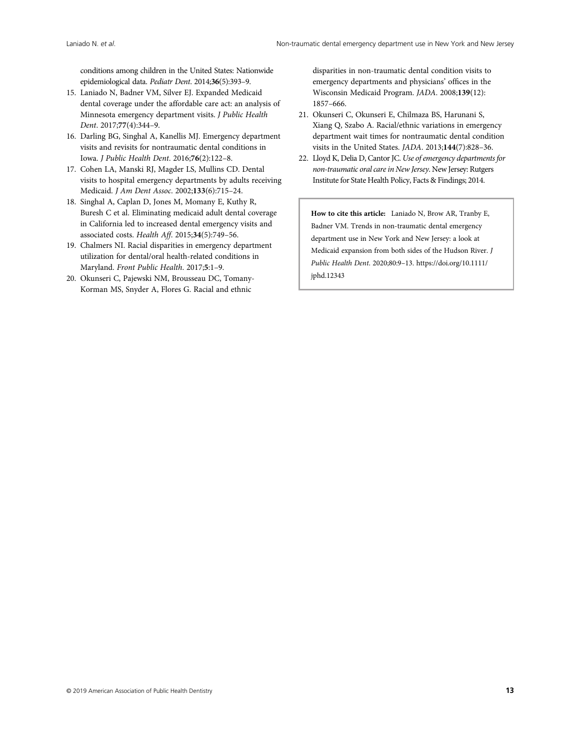conditions among children in the United States: Nationwide epidemiological data. *Pediatr Dent*. 2014;**36**(5):393–9.

15. Laniado N, Badner VM, Silver EJ. Expanded Medicaid dental coverage under the affordable care act: an analysis of Minnesota emergency department visits. *J Public Health Dent*. 2017;**77**(4):344–9.
16. Darling BG, Singhal A, Kanellis MJ. Emergency department visits and revisits for nontraumatic dental conditions in Iowa. *J Public Health Dent*. 2016;**76**(2):122–8.
17. Cohen LA, Manski RJ, Magder LS, Mullins CD. Dental visits to hospital emergency departments by adults receiving Medicaid. *J Am Dent Assoc*. 2002;**133**(6):715–24.
18. Singhal A, Caplan D, Jones M, Momany E, Kuthy R, Buresh C et al. Eliminating medicaid adult dental coverage in California led to increased dental emergency visits and associated costs. *Health Aff*. 2015;**34**(5):749–56.
19. Chalmers NI. Racial disparities in emergency department utilization for dental/oral health-related conditions in Maryland. *Front Public Health*. 2017;**5**:1–9.
20. Okunseri C, Pajewski NM, Brousseau DC, Tomany-Korman MS, Snyder A, Flores G. Racial and ethnic disparities in non-traumatic dental condition visits to emergency departments and physicians' offices in the Wisconsin Medicaid Program. *JADA*. 2008;**139**(12): 1857–666.
21. Okunseri C, Okunseri E, Chilmaza BS, Harunani S, Xiang Q, Szabo A. Racial/ethnic variations in emergency department wait times for nontraumatic dental condition visits in the United States. *JADA*. 2013;**144**(7):828–36.
22. Lloyd K, Delia D, Cantor JC. *Use of emergency departments for non-traumatic oral care in New Jersey*. New Jersey: Rutgers Institute for State Health Policy, Facts & Findings; 2014.

**How to cite this article:** Laniado N, Brow AR, Tranby E, Badner VM. Trends in non-traumatic dental emergency department use in New York and New Jersey: a look at Medicaid expansion from both sides of the Hudson River. *J Public Health Dent*. 2020;80:9–13. https://doi.org/10.1111/jphd.12343